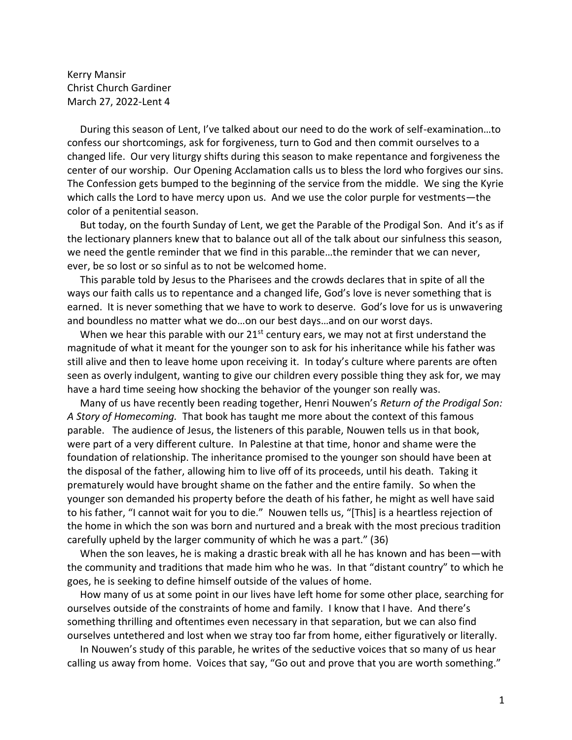Kerry Mansir
Christ Church Gardiner
March 27, 2022-Lent 4

During this season of Lent, I've talked about our need to do the work of self-examination…to confess our shortcomings, ask for forgiveness, turn to God and then commit ourselves to a changed life. Our very liturgy shifts during this season to make repentance and forgiveness the center of our worship. Our Opening Acclamation calls us to bless the lord who forgives our sins. The Confession gets bumped to the beginning of the service from the middle. We sing the Kyrie which calls the Lord to have mercy upon us. And we use the color purple for vestments—the color of a penitential season.

But today, on the fourth Sunday of Lent, we get the Parable of the Prodigal Son. And it's as if the lectionary planners knew that to balance out all of the talk about our sinfulness this season, we need the gentle reminder that we find in this parable…the reminder that we can never, ever, be so lost or so sinful as to not be welcomed home.

This parable told by Jesus to the Pharisees and the crowds declares that in spite of all the ways our faith calls us to repentance and a changed life, God's love is never something that is earned. It is never something that we have to work to deserve. God's love for us is unwavering and boundless no matter what we do…on our best days…and on our worst days.

When we hear this parable with our 21st century ears, we may not at first understand the magnitude of what it meant for the younger son to ask for his inheritance while his father was still alive and then to leave home upon receiving it. In today's culture where parents are often seen as overly indulgent, wanting to give our children every possible thing they ask for, we may have a hard time seeing how shocking the behavior of the younger son really was.

Many of us have recently been reading together, Henri Nouwen's *Return of the Prodigal Son: A Story of Homecoming.* That book has taught me more about the context of this famous parable. The audience of Jesus, the listeners of this parable, Nouwen tells us in that book, were part of a very different culture. In Palestine at that time, honor and shame were the foundation of relationship. The inheritance promised to the younger son should have been at the disposal of the father, allowing him to live off of its proceeds, until his death. Taking it prematurely would have brought shame on the father and the entire family. So when the younger son demanded his property before the death of his father, he might as well have said to his father, "I cannot wait for you to die." Nouwen tells us, "[This] is a heartless rejection of the home in which the son was born and nurtured and a break with the most precious tradition carefully upheld by the larger community of which he was a part." (36)

When the son leaves, he is making a drastic break with all he has known and has been—with the community and traditions that made him who he was. In that "distant country" to which he goes, he is seeking to define himself outside of the values of home.

How many of us at some point in our lives have left home for some other place, searching for ourselves outside of the constraints of home and family. I know that I have. And there's something thrilling and oftentimes even necessary in that separation, but we can also find ourselves untethered and lost when we stray too far from home, either figuratively or literally.

In Nouwen's study of this parable, he writes of the seductive voices that so many of us hear calling us away from home. Voices that say, "Go out and prove that you are worth something."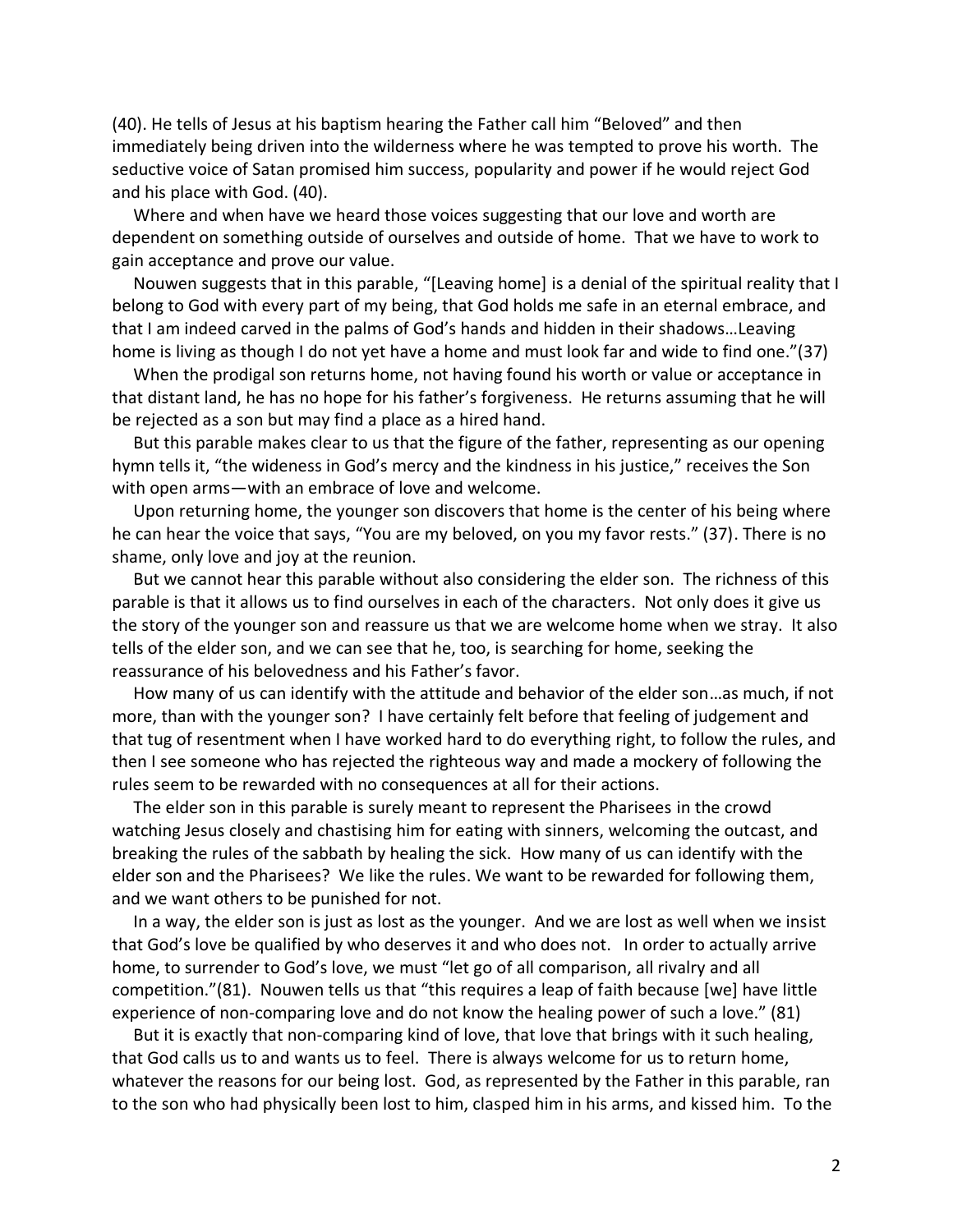(40). He tells of Jesus at his baptism hearing the Father call him "Beloved" and then immediately being driven into the wilderness where he was tempted to prove his worth. The seductive voice of Satan promised him success, popularity and power if he would reject God and his place with God. (40).

Where and when have we heard those voices suggesting that our love and worth are dependent on something outside of ourselves and outside of home. That we have to work to gain acceptance and prove our value.

Nouwen suggests that in this parable, "[Leaving home] is a denial of the spiritual reality that I belong to God with every part of my being, that God holds me safe in an eternal embrace, and that I am indeed carved in the palms of God's hands and hidden in their shadows…Leaving home is living as though I do not yet have a home and must look far and wide to find one."(37)

When the prodigal son returns home, not having found his worth or value or acceptance in that distant land, he has no hope for his father's forgiveness. He returns assuming that he will be rejected as a son but may find a place as a hired hand.

But this parable makes clear to us that the figure of the father, representing as our opening hymn tells it, "the wideness in God's mercy and the kindness in his justice," receives the Son with open arms—with an embrace of love and welcome.

Upon returning home, the younger son discovers that home is the center of his being where he can hear the voice that says, "You are my beloved, on you my favor rests." (37). There is no shame, only love and joy at the reunion.

But we cannot hear this parable without also considering the elder son. The richness of this parable is that it allows us to find ourselves in each of the characters. Not only does it give us the story of the younger son and reassure us that we are welcome home when we stray. It also tells of the elder son, and we can see that he, too, is searching for home, seeking the reassurance of his belovedness and his Father's favor.

How many of us can identify with the attitude and behavior of the elder son…as much, if not more, than with the younger son? I have certainly felt before that feeling of judgement and that tug of resentment when I have worked hard to do everything right, to follow the rules, and then I see someone who has rejected the righteous way and made a mockery of following the rules seem to be rewarded with no consequences at all for their actions.

The elder son in this parable is surely meant to represent the Pharisees in the crowd watching Jesus closely and chastising him for eating with sinners, welcoming the outcast, and breaking the rules of the sabbath by healing the sick. How many of us can identify with the elder son and the Pharisees? We like the rules. We want to be rewarded for following them, and we want others to be punished for not.

In a way, the elder son is just as lost as the younger. And we are lost as well when we insist that God's love be qualified by who deserves it and who does not. In order to actually arrive home, to surrender to God's love, we must "let go of all comparison, all rivalry and all competition."(81). Nouwen tells us that "this requires a leap of faith because [we] have little experience of non-comparing love and do not know the healing power of such a love." (81)

But it is exactly that non-comparing kind of love, that love that brings with it such healing, that God calls us to and wants us to feel. There is always welcome for us to return home, whatever the reasons for our being lost. God, as represented by the Father in this parable, ran to the son who had physically been lost to him, clasped him in his arms, and kissed him. To the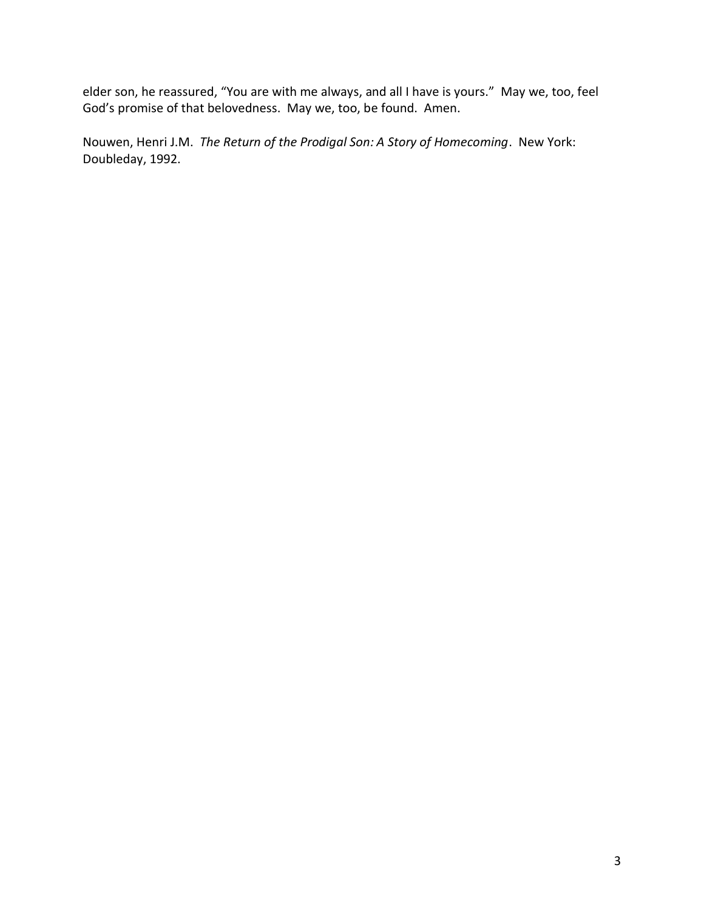elder son, he reassured, "You are with me always, and all I have is yours." May we, too, feel God's promise of that belovedness. May we, too, be found. Amen.

Nouwen, Henri J.M. *The Return of the Prodigal Son: A Story of Homecoming*. New York: Doubleday, 1992.